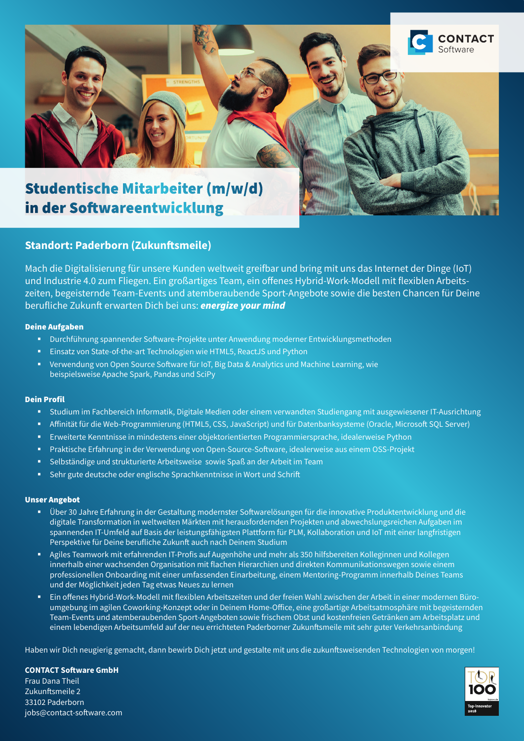# Studentische Mitarbeiter (m/w/d) in der Softwareentwicklung

## Standort: Paderborn (Zukunftsmeile)

Mach die Digitalisierung für unsere Kunden weltweit greifbar und bring mit uns das Internet der Dinge (IoT) und Industrie 4.0 zum Fliegen. Ein großartiges Team, ein offenes Hybrid-Work-Modell mit flexiblen Arbeitszeiten, begeisternde Team-Events und atemberaubende Sport-Angebote sowie die besten Chancen für Deine berufliche Zukunft erwarten Dich bei uns: ***energize your mind***

### Deine Aufgaben

- Durchführung spannender Software-Projekte unter Anwendung moderner Entwicklungsmethoden
- Einsatz von State-of-the-art Technologien wie HTML5, ReactJS und Python
- Verwendung von Open Source Software für IoT, Big Data & Analytics und Machine Learning, wie beispielsweise Apache Spark, Pandas und SciPy

### Dein Profil

- Studium im Fachbereich Informatik, Digitale Medien oder einem verwandten Studiengang mit ausgewiesener IT-Ausrichtung
- Affinität für die Web-Programmierung (HTML5, CSS, JavaScript) und für Datenbanksysteme (Oracle, Microsoft SQL Server)
- Erweiterte Kenntnisse in mindestens einer objektorientierten Programmiersprache, idealerweise Python
- Praktische Erfahrung in der Verwendung von Open-Source-Software, idealerweise aus einem OSS-Projekt
- Selbständige und strukturierte Arbeitsweise sowie Spaß an der Arbeit im Team
- Sehr gute deutsche oder englische Sprachkenntnisse in Wort und Schrift

### Unser Angebot

- Über 30 Jahre Erfahrung in der Gestaltung modernster Softwarelösungen für die innovative Produktentwicklung und die digitale Transformation in weltweiten Märkten mit herausfordernden Projekten und abwechslungsreichen Aufgaben im spannenden IT-Umfeld auf Basis der leistungsfähigsten Plattform für PLM, Kollaboration und IoT mit einer langfristigen Perspektive für Deine berufliche Zukunft auch nach Deinem Studium
- Agiles Teamwork mit erfahrenden IT-Profis auf Augenhöhe und mehr als 350 hilfsbereiten Kolleginnen und Kollegen innerhalb einer wachsenden Organisation mit flachen Hierarchien und direkten Kommunikationswegen sowie einem professionellen Onboarding mit einer umfassenden Einarbeitung, einem Mentoring-Programm innerhalb Deines Teams und der Möglichkeit jeden Tag etwas Neues zu lernen
- Ein offenes Hybrid-Work-Modell mit flexiblen Arbeitszeiten und der freien Wahl zwischen der Arbeit in einer modernen Büroumgebung im agilen Coworking-Konzept oder in Deinem Home-Office, eine großartige Arbeitsatmosphäre mit begeisternden Team-Events und atemberaubenden Sport-Angeboten sowie frischem Obst und kostenfreien Getränken am Arbeitsplatz und einem lebendigen Arbeitsumfeld auf der neu errichteten Paderborner Zukunftsmeile mit sehr guter Verkehrsanbindung

Haben wir Dich neugierig gemacht, dann bewirb Dich jetzt und gestalte mit uns die zukunftsweisenden Technologien von morgen!

**CONTACT Software GmbH**
Frau Dana Theil
Zukunftsmeile 2
33102 Paderborn
jobs@contact-software.com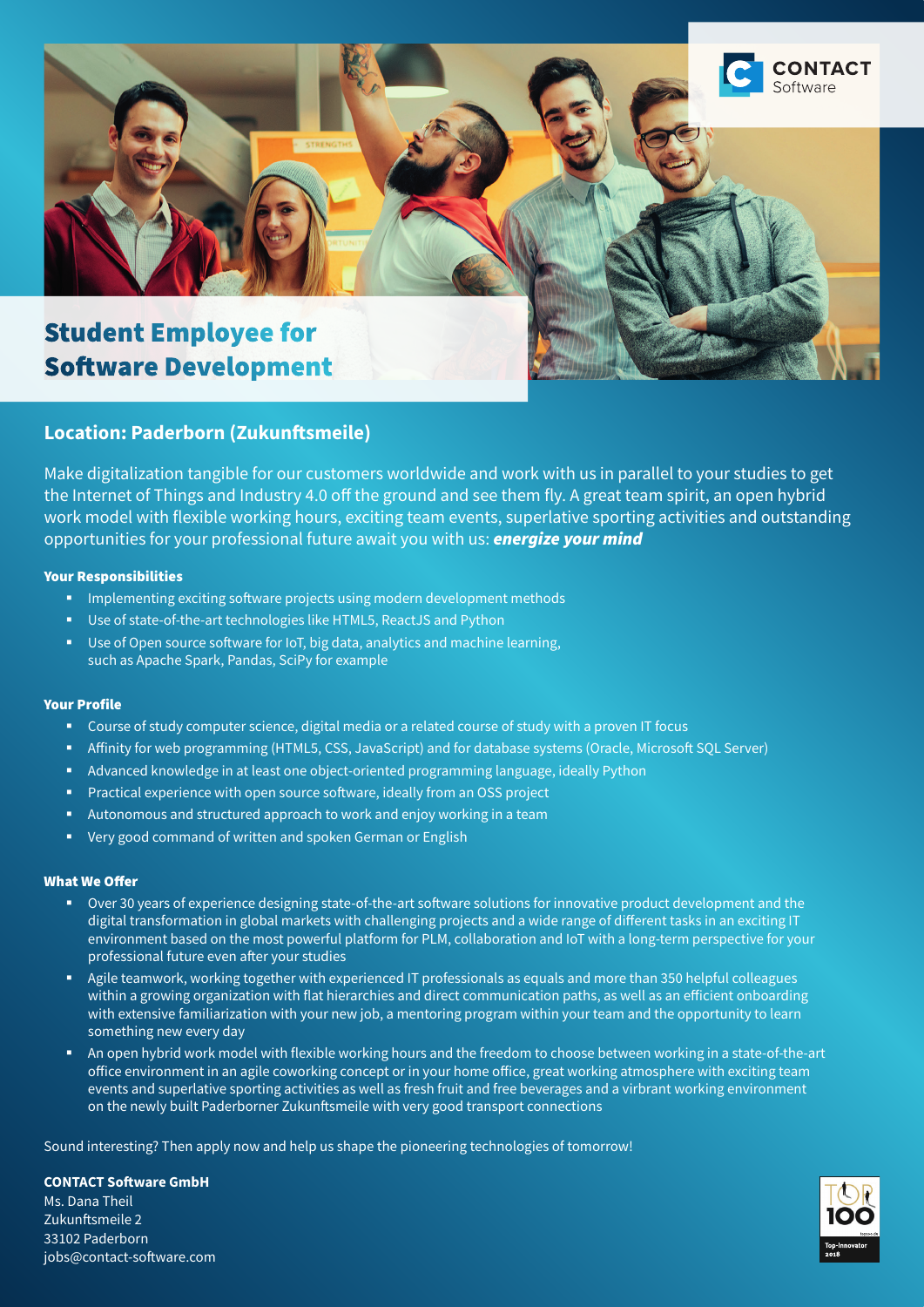# Student Employee for Software Development

## Location: Paderborn (Zukunftsmeile)

Make digitalization tangible for our customers worldwide and work with us in parallel to your studies to get the Internet of Things and Industry 4.0 off the ground and see them fly. A great team spirit, an open hybrid work model with flexible working hours, exciting team events, superlative sporting activities and outstanding opportunities for your professional future await you with us: ***energize your mind***

### Your Responsibilities

- Implementing exciting software projects using modern development methods
- Use of state-of-the-art technologies like HTML5, ReactJS and Python
- Use of Open source software for IoT, big data, analytics and machine learning, such as Apache Spark, Pandas, SciPy for example

### Your Profile

- Course of study computer science, digital media or a related course of study with a proven IT focus
- Affinity for web programming (HTML5, CSS, JavaScript) and for database systems (Oracle, Microsoft SQL Server)
- Advanced knowledge in at least one object-oriented programming language, ideally Python
- Practical experience with open source software, ideally from an OSS project
- Autonomous and structured approach to work and enjoy working in a team
- Very good command of written and spoken German or English

### What We Offer

- Over 30 years of experience designing state-of-the-art software solutions for innovative product development and the digital transformation in global markets with challenging projects and a wide range of different tasks in an exciting IT environment based on the most powerful platform for PLM, collaboration and IoT with a long-term perspective for your professional future even after your studies
- Agile teamwork, working together with experienced IT professionals as equals and more than 350 helpful colleagues within a growing organization with flat hierarchies and direct communication paths, as well as an efficient onboarding with extensive familiarization with your new job, a mentoring program within your team and the opportunity to learn something new every day
- An open hybrid work model with flexible working hours and the freedom to choose between working in a state-of-the-art office environment in an agile coworking concept or in your home office, great working atmosphere with exciting team events and superlative sporting activities as well as fresh fruit and free beverages and a virbrant working environment on the newly built Paderborner Zukunftsmeile with very good transport connections

Sound interesting? Then apply now and help us shape the pioneering technologies of tomorrow!

**CONTACT Software GmbH**
Ms. Dana Theil
Zukunftsmeile 2
33102 Paderborn
jobs@contact-software.com